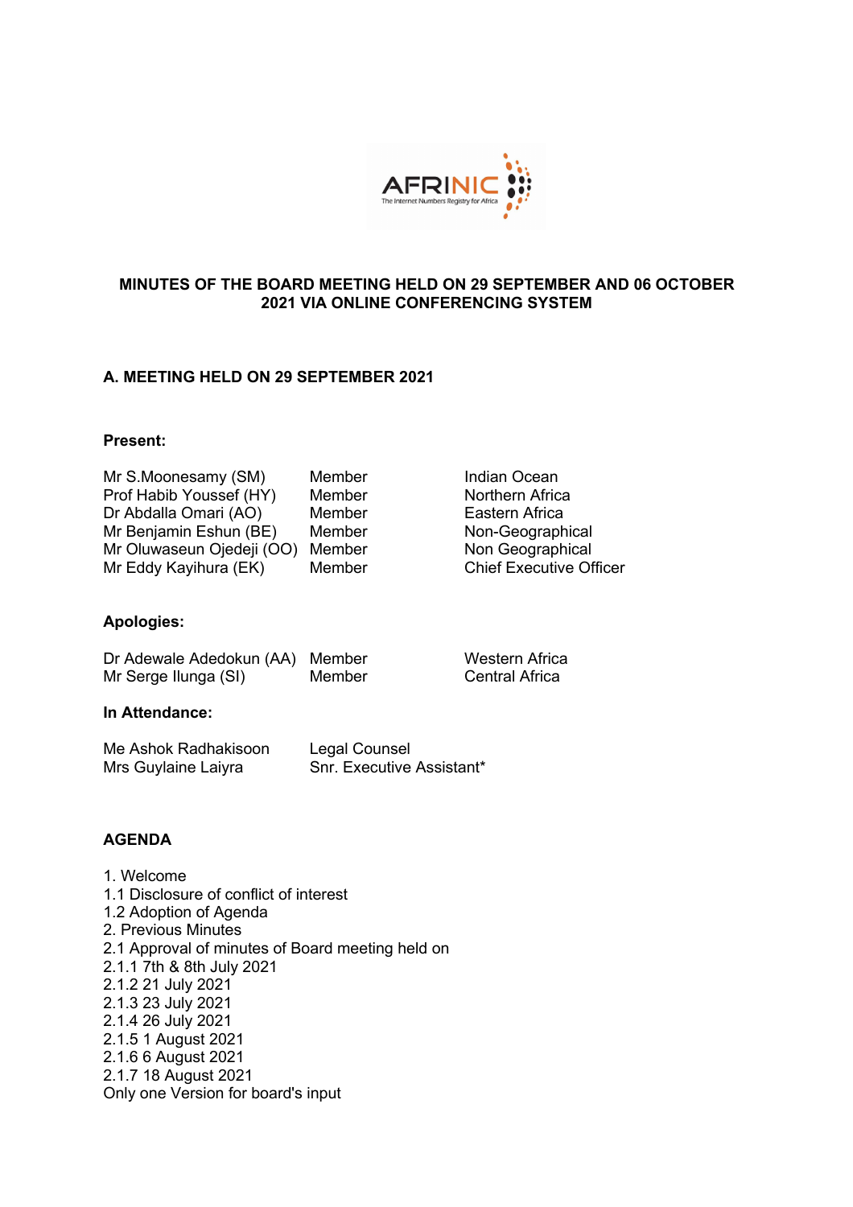**MINUTES OF THE BOARD MEETING HELD ON 29 SEPTEMBER AND 06 OCTOBER 2021 VIA ONLINE CONFERENCING SYSTEM**

## A. MEETING HELD ON 29 SEPTEMBER 2021

**Present:**

| | | |
|---|---|---|
| Mr S.Moonesamy (SM) | Member | Indian Ocean |
| Prof Habib Youssef (HY) | Member | Northern Africa |
| Dr Abdalla Omari (AO) | Member | Eastern Africa |
| Mr Benjamin Eshun (BE) | Member | Non-Geographical |
| Mr Oluwaseun Ojedeji (OO) | Member | Non Geographical |
| Mr Eddy Kayihura (EK) | Member | Chief Executive Officer |

**Apologies:**

| | | |
|---|---|---|
| Dr Adewale Adedokun (AA) | Member | Western Africa |
| Mr Serge Ilunga (SI) | Member | Central Africa |

**In Attendance:**

| | |
|---|---|
| Me Ashok Radhakisoon | Legal Counsel |
| Mrs Guylaine Laiyra | Snr. Executive Assistant* |

**AGENDA**

1. Welcome
1.1 Disclosure of conflict of interest
1.2 Adoption of Agenda
2. Previous Minutes
2.1 Approval of minutes of Board meeting held on
2.1.1 7th & 8th July 2021
2.1.2 21 July 2021
2.1.3 23 July 2021
2.1.4 26 July 2021
2.1.5 1 August 2021
2.1.6 6 August 2021
2.1.7 18 August 2021
Only one Version for board's input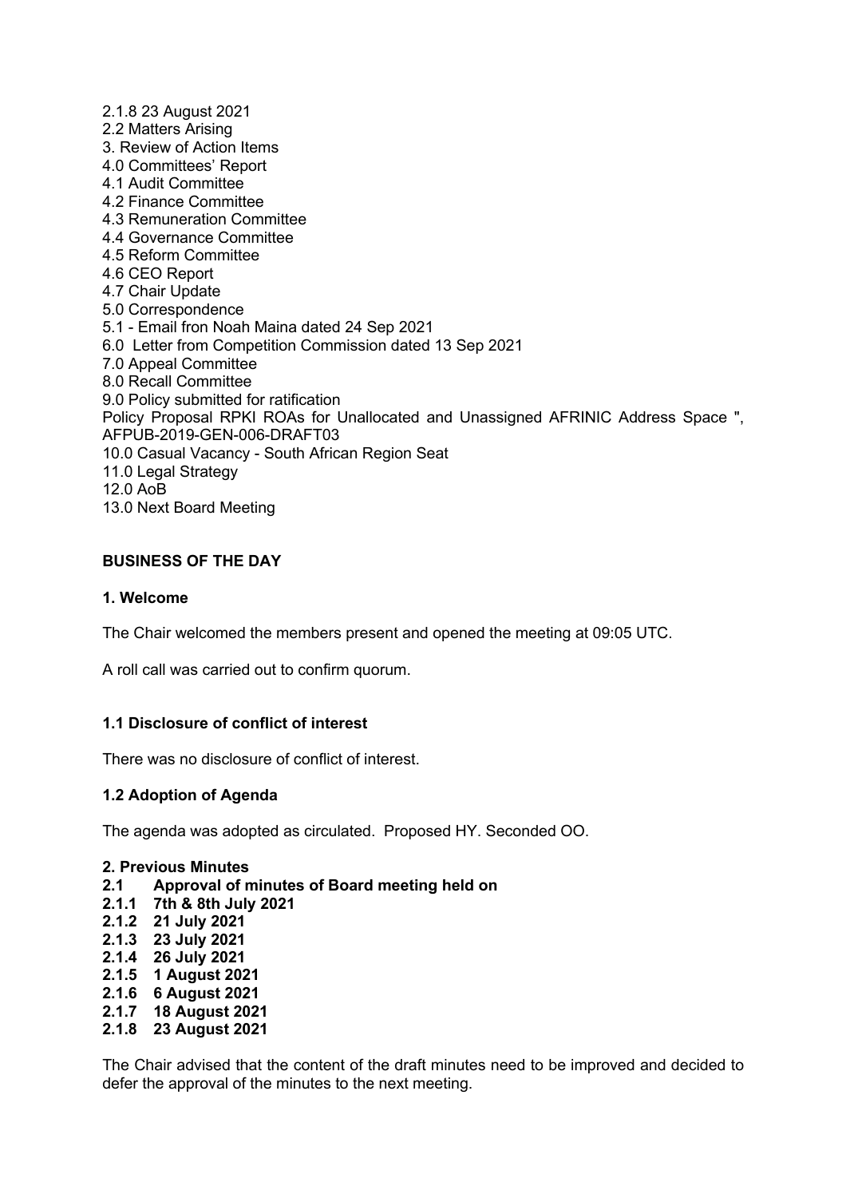2.1.8 23 August 2021
2.2 Matters Arising
3. Review of Action Items
4.0 Committees' Report
4.1 Audit Committee
4.2 Finance Committee
4.3 Remuneration Committee
4.4 Governance Committee
4.5 Reform Committee
4.6 CEO Report
4.7 Chair Update
5.0 Correspondence
5.1 - Email fron Noah Maina dated 24 Sep 2021
6.0 Letter from Competition Commission dated 13 Sep 2021
7.0 Appeal Committee
8.0 Recall Committee
9.0 Policy submitted for ratification
Policy Proposal RPKI ROAs for Unallocated and Unassigned AFRINIC Address Space ", AFPUB-2019-GEN-006-DRAFT03
10.0 Casual Vacancy - South African Region Seat
11.0 Legal Strategy
12.0 AoB
13.0 Next Board Meeting

## BUSINESS OF THE DAY

### 1. Welcome

The Chair welcomed the members present and opened the meeting at 09:05 UTC.

A roll call was carried out to confirm quorum.

### 1.1 Disclosure of conflict of interest

There was no disclosure of conflict of interest.

### 1.2 Adoption of Agenda

The agenda was adopted as circulated. Proposed HY. Seconded OO.

### 2. Previous Minutes

**2.1 Approval of minutes of Board meeting held on**
**2.1.1 7th & 8th July 2021**
**2.1.2 21 July 2021**
**2.1.3 23 July 2021**
**2.1.4 26 July 2021**
**2.1.5 1 August 2021**
**2.1.6 6 August 2021**
**2.1.7 18 August 2021**
**2.1.8 23 August 2021**

The Chair advised that the content of the draft minutes need to be improved and decided to defer the approval of the minutes to the next meeting.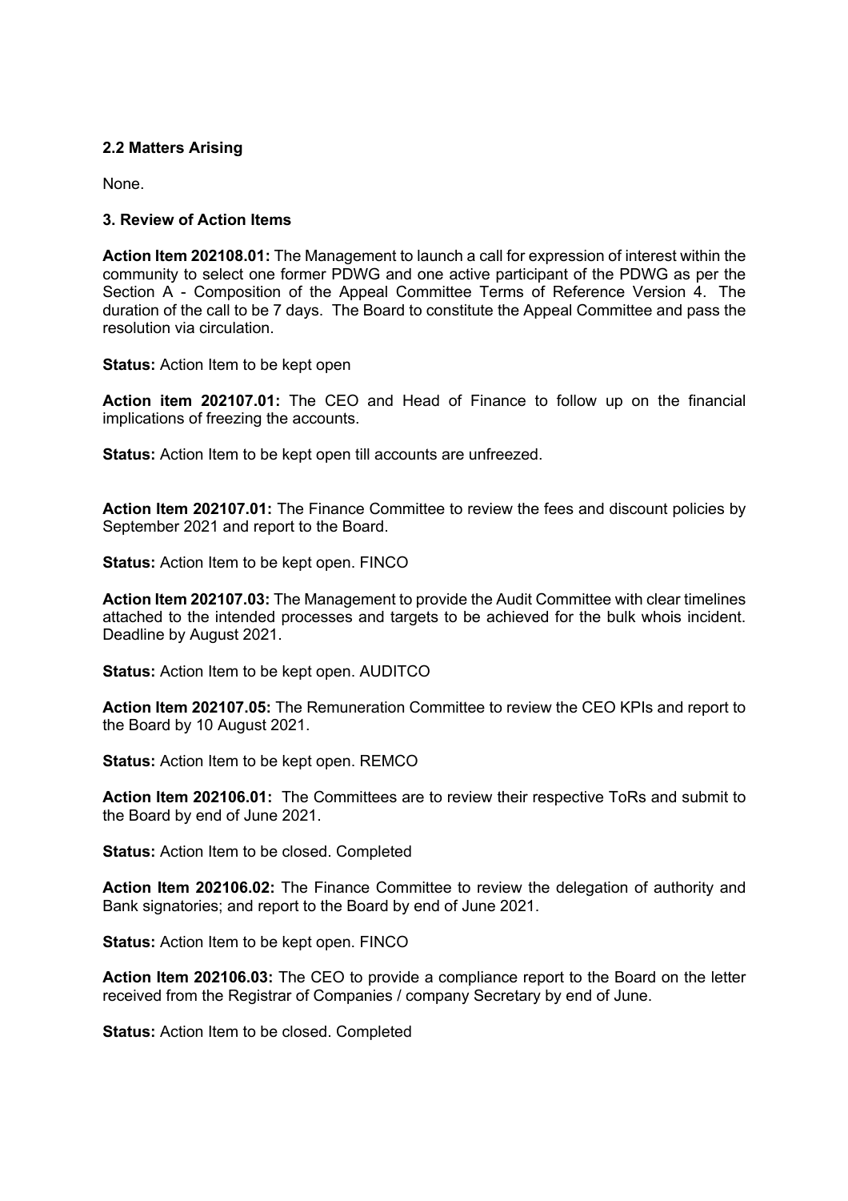**2.2 Matters Arising**

None.

**3. Review of Action Items**

**Action Item 202108.01:** The Management to launch a call for expression of interest within the community to select one former PDWG and one active participant of the PDWG as per the Section A - Composition of the Appeal Committee Terms of Reference Version 4. The duration of the call to be 7 days. The Board to constitute the Appeal Committee and pass the resolution via circulation.

**Status:** Action Item to be kept open

**Action item 202107.01:** The CEO and Head of Finance to follow up on the financial implications of freezing the accounts.

**Status:** Action Item to be kept open till accounts are unfreezed.

**Action Item 202107.01:** The Finance Committee to review the fees and discount policies by September 2021 and report to the Board.

**Status:** Action Item to be kept open. FINCO

**Action Item 202107.03:** The Management to provide the Audit Committee with clear timelines attached to the intended processes and targets to be achieved for the bulk whois incident. Deadline by August 2021.

**Status:** Action Item to be kept open. AUDITCO

**Action Item 202107.05:** The Remuneration Committee to review the CEO KPIs and report to the Board by 10 August 2021.

**Status:** Action Item to be kept open. REMCO

**Action Item 202106.01:** The Committees are to review their respective ToRs and submit to the Board by end of June 2021.

**Status:** Action Item to be closed. Completed

**Action Item 202106.02:** The Finance Committee to review the delegation of authority and Bank signatories; and report to the Board by end of June 2021.

**Status:** Action Item to be kept open. FINCO

**Action Item 202106.03:** The CEO to provide a compliance report to the Board on the letter received from the Registrar of Companies / company Secretary by end of June.

**Status:** Action Item to be closed. Completed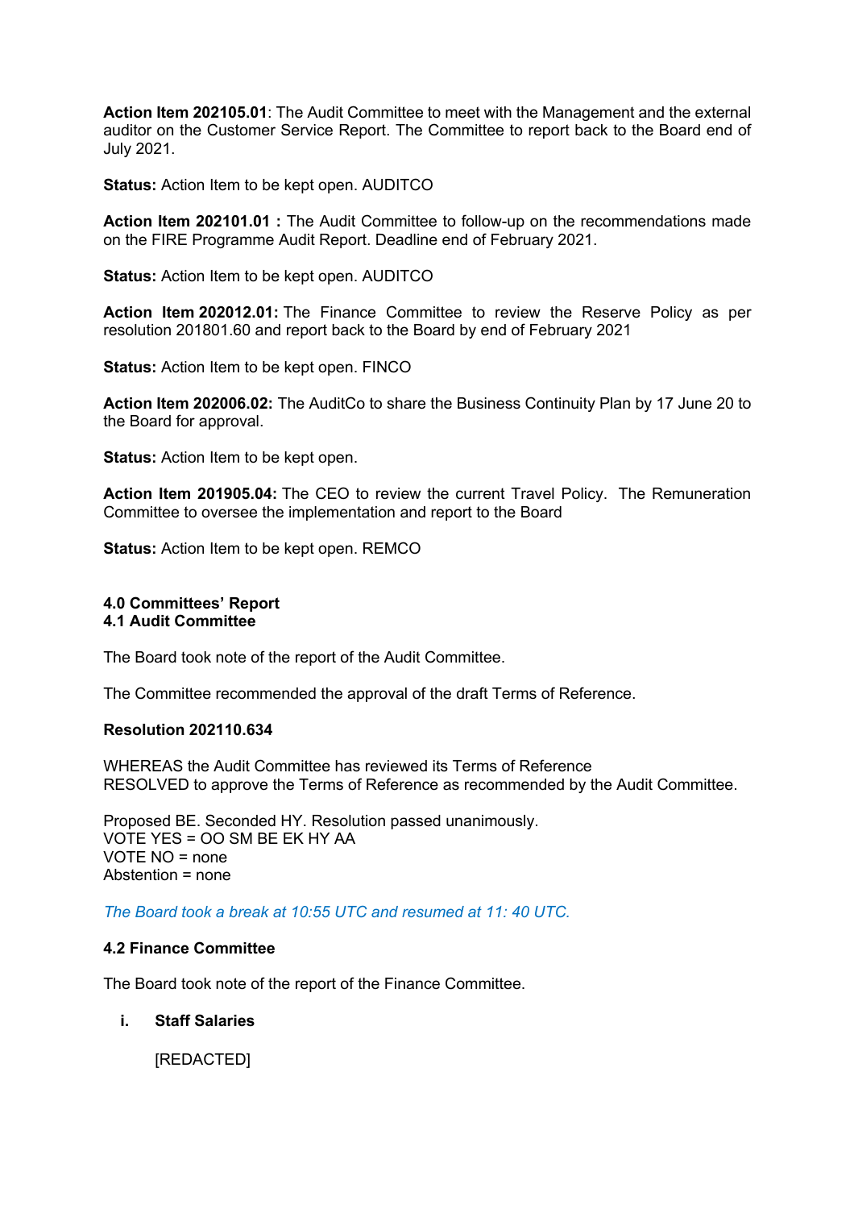**Action Item 202105.01**: The Audit Committee to meet with the Management and the external auditor on the Customer Service Report. The Committee to report back to the Board end of July 2021.

**Status:** Action Item to be kept open. AUDITCO

**Action Item 202101.01 :** The Audit Committee to follow-up on the recommendations made on the FIRE Programme Audit Report. Deadline end of February 2021.

**Status:** Action Item to be kept open. AUDITCO

**Action Item 202012.01:** The Finance Committee to review the Reserve Policy as per resolution 201801.60 and report back to the Board by end of February 2021

**Status:** Action Item to be kept open. FINCO

**Action Item 202006.02:** The AuditCo to share the Business Continuity Plan by 17 June 20 to the Board for approval.

**Status:** Action Item to be kept open.

**Action Item 201905.04:** The CEO to review the current Travel Policy. The Remuneration Committee to oversee the implementation and report to the Board

**Status:** Action Item to be kept open. REMCO

## 4.0 Committees' Report
### 4.1 Audit Committee

The Board took note of the report of the Audit Committee.

The Committee recommended the approval of the draft Terms of Reference.

**Resolution 202110.634**

WHEREAS the Audit Committee has reviewed its Terms of Reference
RESOLVED to approve the Terms of Reference as recommended by the Audit Committee.

Proposed BE. Seconded HY. Resolution passed unanimously.
VOTE YES = OO SM BE EK HY AA
VOTE NO = none
Abstention = none

*The Board took a break at 10:55 UTC and resumed at 11: 40 UTC.*

### 4.2 Finance Committee

The Board took note of the report of the Finance Committee.

i. **Staff Salaries**

   [REDACTED]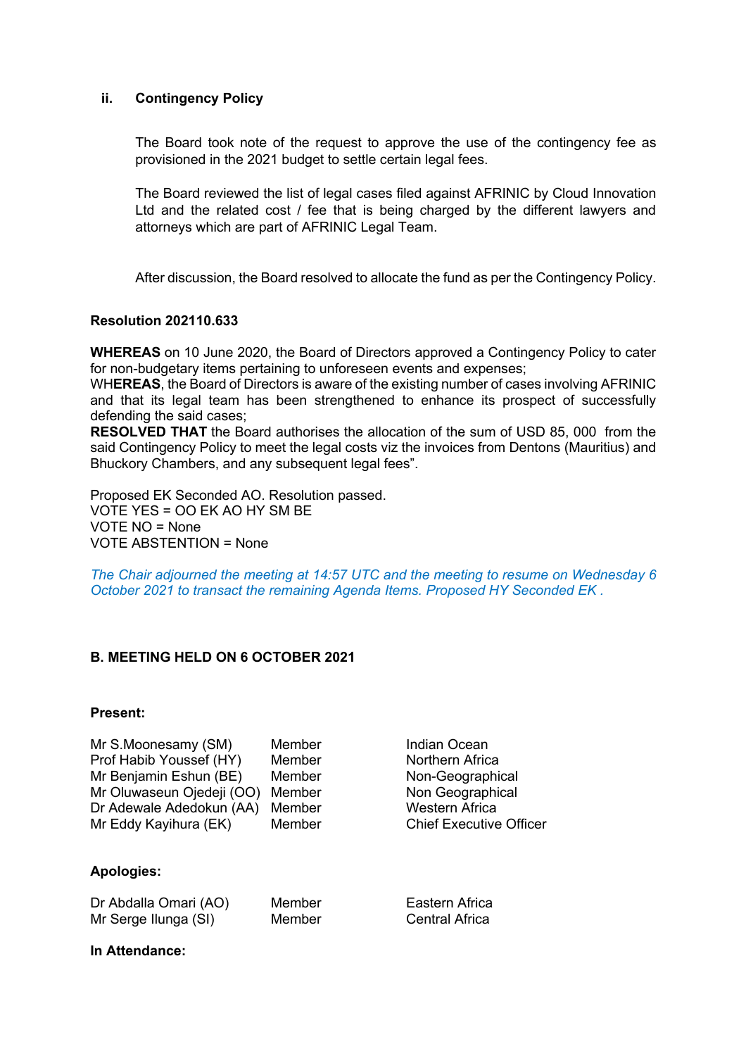### ii. Contingency Policy

The Board took note of the request to approve the use of the contingency fee as provisioned in the 2021 budget to settle certain legal fees.

The Board reviewed the list of legal cases filed against AFRINIC by Cloud Innovation Ltd and the related cost / fee that is being charged by the different lawyers and attorneys which are part of AFRINIC Legal Team.

After discussion, the Board resolved to allocate the fund as per the Contingency Policy.

**Resolution 202110.633**

**WHEREAS** on 10 June 2020, the Board of Directors approved a Contingency Policy to cater for non-budgetary items pertaining to unforeseen events and expenses;
WH**EREAS**, the Board of Directors is aware of the existing number of cases involving AFRINIC and that its legal team has been strengthened to enhance its prospect of successfully defending the said cases;
**RESOLVED THAT** the Board authorises the allocation of the sum of USD 85, 000 from the said Contingency Policy to meet the legal costs viz the invoices from Dentons (Mauritius) and Bhuckory Chambers, and any subsequent legal fees".

Proposed EK Seconded AO. Resolution passed.
VOTE YES = OO EK AO HY SM BE
VOTE NO = None
VOTE ABSTENTION = None

*The Chair adjourned the meeting at 14:57 UTC and the meeting to resume on Wednesday 6 October 2021 to transact the remaining Agenda Items. Proposed HY Seconded EK .*

## B. MEETING HELD ON 6 OCTOBER 2021

**Present:**

| | | |
|---|---|---|
| Mr S.Moonesamy (SM) | Member | Indian Ocean |
| Prof Habib Youssef (HY) | Member | Northern Africa |
| Mr Benjamin Eshun (BE) | Member | Non-Geographical |
| Mr Oluwaseun Ojedeji (OO) | Member | Non Geographical |
| Dr Adewale Adedokun (AA) | Member | Western Africa |
| Mr Eddy Kayihura (EK) | Member | Chief Executive Officer |

**Apologies:**

| | | |
|---|---|---|
| Dr Abdalla Omari (AO) | Member | Eastern Africa |
| Mr Serge Ilunga (SI) | Member | Central Africa |

**In Attendance:**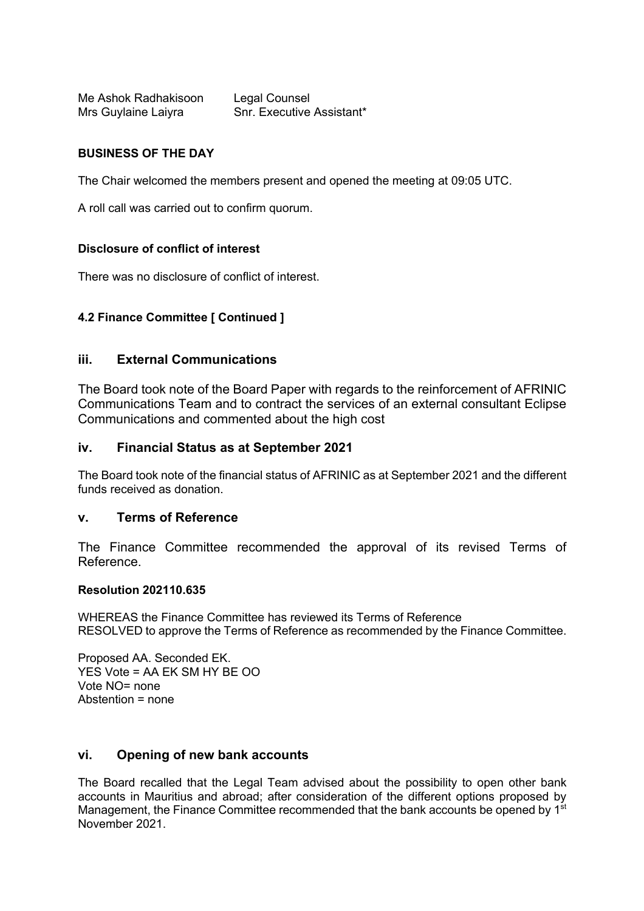Me Ashok Radhakisoon Legal Counsel
Mrs Guylaine Laiyra Snr. Executive Assistant*

**BUSINESS OF THE DAY**

The Chair welcomed the members present and opened the meeting at 09:05 UTC.

A roll call was carried out to confirm quorum.

**Disclosure of conflict of interest**

There was no disclosure of conflict of interest.

**4.2 Finance Committee [ Continued ]**

## iii. External Communications

The Board took note of the Board Paper with regards to the reinforcement of AFRINIC Communications Team and to contract the services of an external consultant Eclipse Communications and commented about the high cost

## iv. Financial Status as at September 2021

The Board took note of the financial status of AFRINIC as at September 2021 and the different funds received as donation.

## v. Terms of Reference

The Finance Committee recommended the approval of its revised Terms of Reference.

**Resolution 202110.635**

WHEREAS the Finance Committee has reviewed its Terms of Reference
RESOLVED to approve the Terms of Reference as recommended by the Finance Committee.

Proposed AA. Seconded EK.
YES Vote = AA EK SM HY BE OO
Vote NO= none
Abstention = none

## vi. Opening of new bank accounts

The Board recalled that the Legal Team advised about the possibility to open other bank accounts in Mauritius and abroad; after consideration of the different options proposed by Management, the Finance Committee recommended that the bank accounts be opened by 1st November 2021.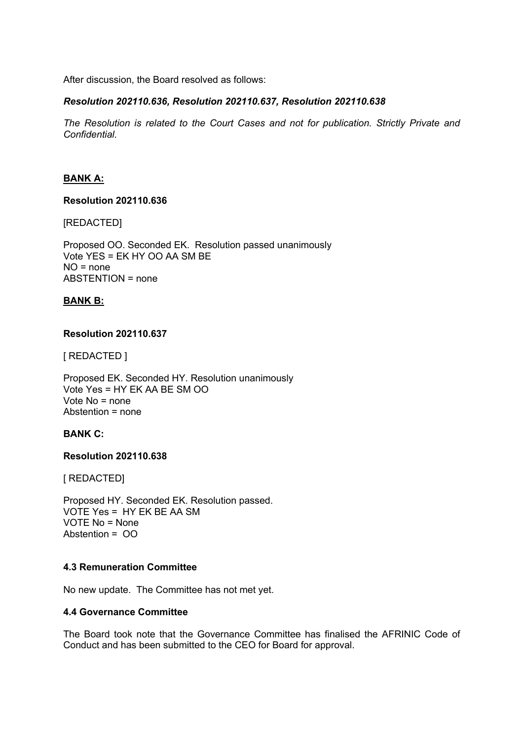After discussion, the Board resolved as follows:

***Resolution 202110.636, Resolution 202110.637, Resolution 202110.638***

*The Resolution is related to the Court Cases and not for publication. Strictly Private and Confidential.*

**BANK A:**

**Resolution 202110.636**

[REDACTED]

Proposed OO. Seconded EK. Resolution passed unanimously
Vote YES = EK HY OO AA SM BE
NO = none
ABSTENTION = none

**BANK B:**

**Resolution 202110.637**

[ REDACTED ]

Proposed EK. Seconded HY. Resolution unanimously
Vote Yes = HY EK AA BE SM OO
Vote No = none
Abstention = none

**BANK C:**

**Resolution 202110.638**

[ REDACTED]

Proposed HY. Seconded EK. Resolution passed.
VOTE Yes = HY EK BE AA SM
VOTE No = None
Abstention = OO

### 4.3 Remuneration Committee

No new update. The Committee has not met yet.

### 4.4 Governance Committee

The Board took note that the Governance Committee has finalised the AFRINIC Code of Conduct and has been submitted to the CEO for Board for approval.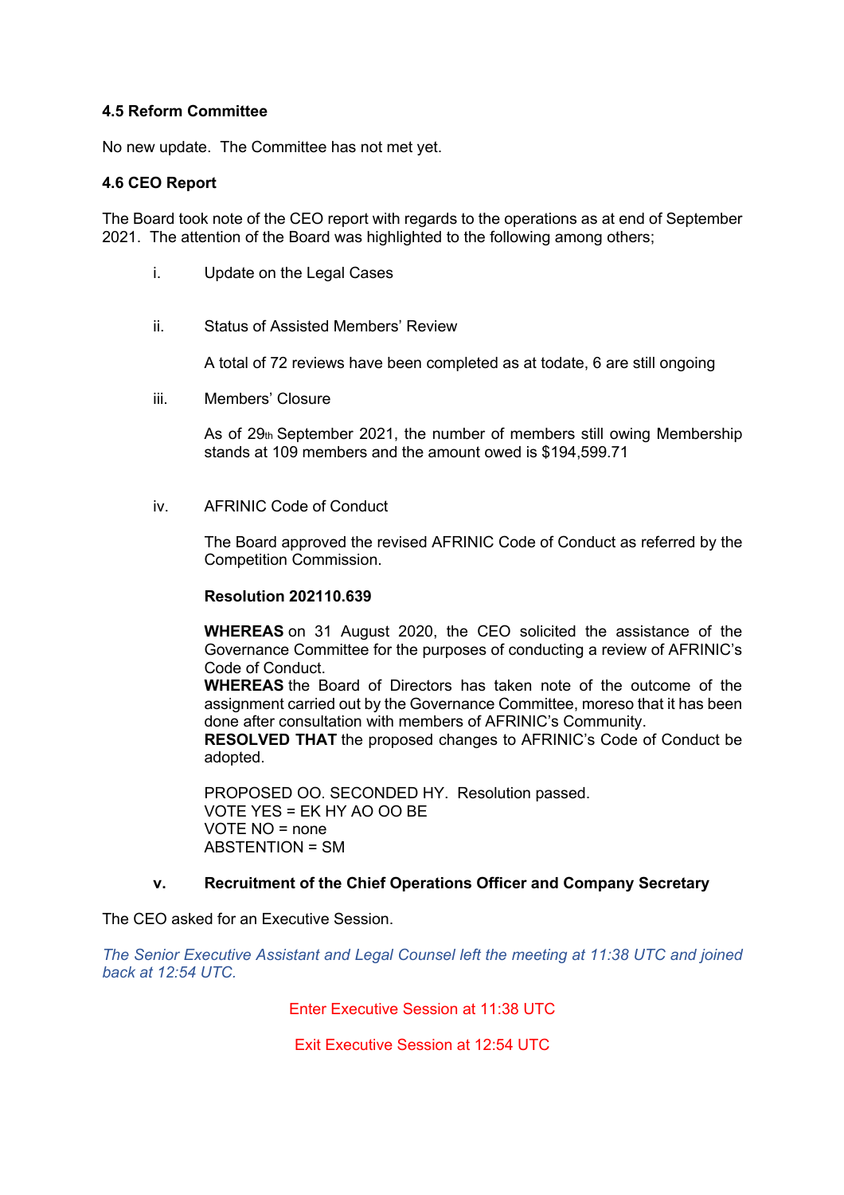**4.5 Reform Committee**

No new update. The Committee has not met yet.

**4.6 CEO Report**

The Board took note of the CEO report with regards to the operations as at end of September 2021. The attention of the Board was highlighted to the following among others;

i. Update on the Legal Cases

ii. Status of Assisted Members' Review

A total of 72 reviews have been completed as at todate, 6 are still ongoing

iii. Members' Closure

As of 29th September 2021, the number of members still owing Membership stands at 109 members and the amount owed is $194,599.71

iv. AFRINIC Code of Conduct

The Board approved the revised AFRINIC Code of Conduct as referred by the Competition Commission.

**Resolution 202110.639**

**WHEREAS** on 31 August 2020, the CEO solicited the assistance of the Governance Committee for the purposes of conducting a review of AFRINIC's Code of Conduct.
**WHEREAS** the Board of Directors has taken note of the outcome of the assignment carried out by the Governance Committee, moreso that it has been done after consultation with members of AFRINIC's Community.
**RESOLVED THAT** the proposed changes to AFRINIC's Code of Conduct be adopted.

PROPOSED OO. SECONDED HY. Resolution passed.
VOTE YES = EK HY AO OO BE
VOTE NO = none
ABSTENTION = SM

**v. Recruitment of the Chief Operations Officer and Company Secretary**

The CEO asked for an Executive Session.

*The Senior Executive Assistant and Legal Counsel left the meeting at 11:38 UTC and joined back at 12:54 UTC.*

Enter Executive Session at 11:38 UTC

Exit Executive Session at 12:54 UTC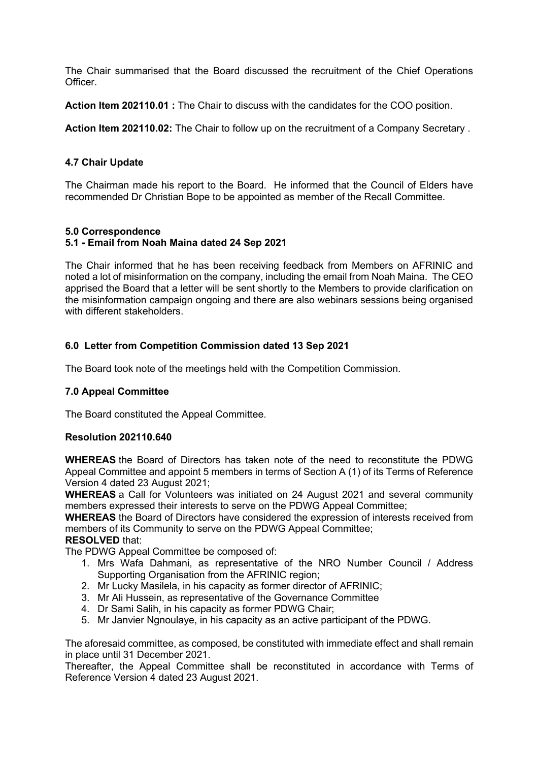The Chair summarised that the Board discussed the recruitment of the Chief Operations Officer.

**Action Item 202110.01 :** The Chair to discuss with the candidates for the COO position.

**Action Item 202110.02:** The Chair to follow up on the recruitment of a Company Secretary .

### 4.7 Chair Update

The Chairman made his report to the Board. He informed that the Council of Elders have recommended Dr Christian Bope to be appointed as member of the Recall Committee.

## 5.0 Correspondence

### 5.1 - Email from Noah Maina dated 24 Sep 2021

The Chair informed that he has been receiving feedback from Members on AFRINIC and noted a lot of misinformation on the company, including the email from Noah Maina. The CEO apprised the Board that a letter will be sent shortly to the Members to provide clarification on the misinformation campaign ongoing and there are also webinars sessions being organised with different stakeholders.

## 6.0 Letter from Competition Commission dated 13 Sep 2021

The Board took note of the meetings held with the Competition Commission.

## 7.0 Appeal Committee

The Board constituted the Appeal Committee.

**Resolution 202110.640**

**WHEREAS** the Board of Directors has taken note of the need to reconstitute the PDWG Appeal Committee and appoint 5 members in terms of Section A (1) of its Terms of Reference Version 4 dated 23 August 2021;
**WHEREAS** a Call for Volunteers was initiated on 24 August 2021 and several community members expressed their interests to serve on the PDWG Appeal Committee;
**WHEREAS** the Board of Directors have considered the expression of interests received from members of its Community to serve on the PDWG Appeal Committee;
**RESOLVED** that:
The PDWG Appeal Committee be composed of:

1. Mrs Wafa Dahmani, as representative of the NRO Number Council / Address Supporting Organisation from the AFRINIC region;
2. Mr Lucky Masilela, in his capacity as former director of AFRINIC;
3. Mr Ali Hussein, as representative of the Governance Committee
4. Dr Sami Salih, in his capacity as former PDWG Chair;
5. Mr Janvier Ngnoulaye, in his capacity as an active participant of the PDWG.

The aforesaid committee, as composed, be constituted with immediate effect and shall remain in place until 31 December 2021.
Thereafter, the Appeal Committee shall be reconstituted in accordance with Terms of Reference Version 4 dated 23 August 2021.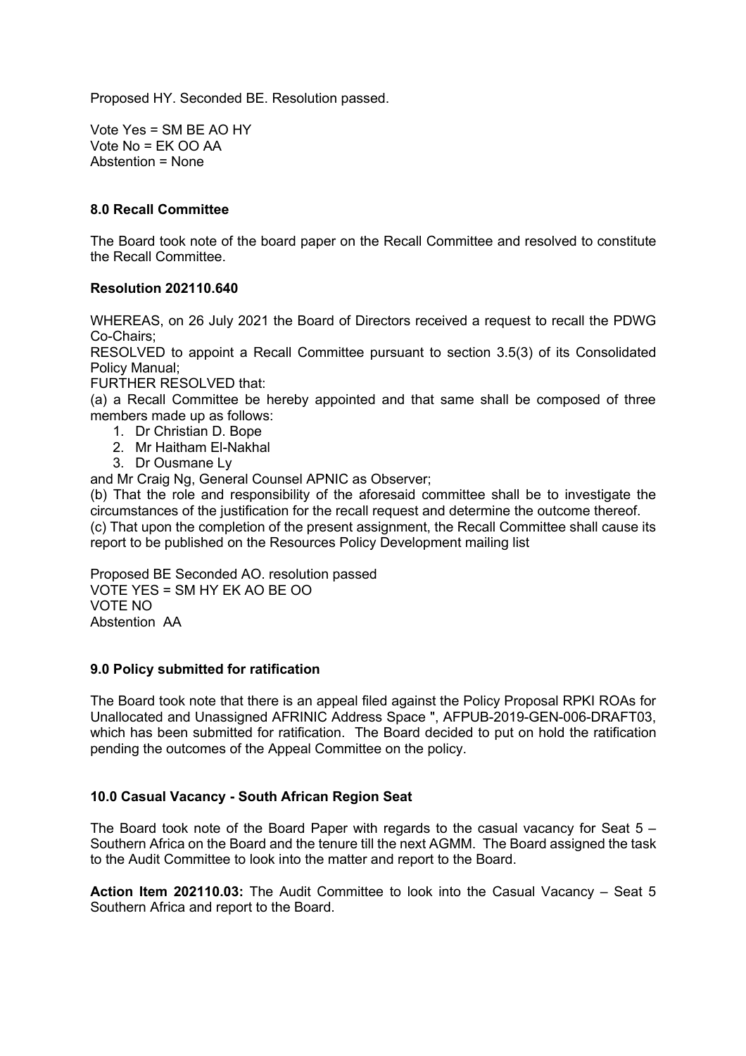Proposed HY. Seconded BE. Resolution passed.

Vote Yes = SM BE AO HY
Vote No = EK OO AA
Abstention = None

### 8.0 Recall Committee

The Board took note of the board paper on the Recall Committee and resolved to constitute the Recall Committee.

**Resolution 202110.640**

WHEREAS, on 26 July 2021 the Board of Directors received a request to recall the PDWG Co-Chairs;
RESOLVED to appoint a Recall Committee pursuant to section 3.5(3) of its Consolidated Policy Manual;
FURTHER RESOLVED that:
(a) a Recall Committee be hereby appointed and that same shall be composed of three members made up as follows:

1. Dr Christian D. Bope
2. Mr Haitham El-Nakhal
3. Dr Ousmane Ly

and Mr Craig Ng, General Counsel APNIC as Observer;
(b) That the role and responsibility of the aforesaid committee shall be to investigate the circumstances of the justification for the recall request and determine the outcome thereof.
(c) That upon the completion of the present assignment, the Recall Committee shall cause its report to be published on the Resources Policy Development mailing list

Proposed BE Seconded AO. resolution passed
VOTE YES = SM HY EK AO BE OO
VOTE NO
Abstention AA

### 9.0 Policy submitted for ratification

The Board took note that there is an appeal filed against the Policy Proposal RPKI ROAs for Unallocated and Unassigned AFRINIC Address Space ", AFPUB-2019-GEN-006-DRAFT03, which has been submitted for ratification. The Board decided to put on hold the ratification pending the outcomes of the Appeal Committee on the policy.

### 10.0 Casual Vacancy - South African Region Seat

The Board took note of the Board Paper with regards to the casual vacancy for Seat 5 – Southern Africa on the Board and the tenure till the next AGMM. The Board assigned the task to the Audit Committee to look into the matter and report to the Board.

**Action Item 202110.03:** The Audit Committee to look into the Casual Vacancy – Seat 5 Southern Africa and report to the Board.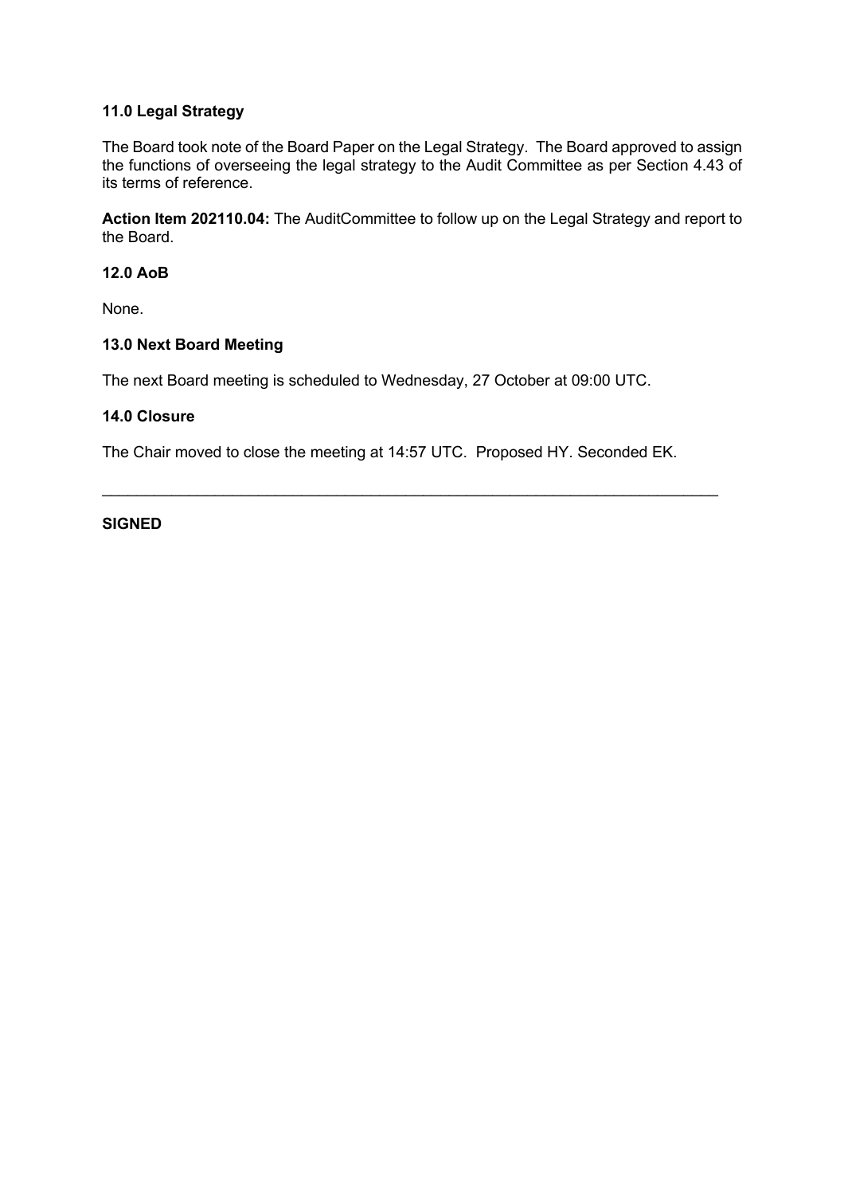**11.0 Legal Strategy**

The Board took note of the Board Paper on the Legal Strategy. The Board approved to assign the functions of overseeing the legal strategy to the Audit Committee as per Section 4.43 of its terms of reference.

**Action Item 202110.04:** The AuditCommittee to follow up on the Legal Strategy and report to the Board.

**12.0 AoB**

None.

**13.0 Next Board Meeting**

The next Board meeting is scheduled to Wednesday, 27 October at 09:00 UTC.

**14.0 Closure**

The Chair moved to close the meeting at 14:57 UTC. Proposed HY. Seconded EK.

---

**SIGNED**